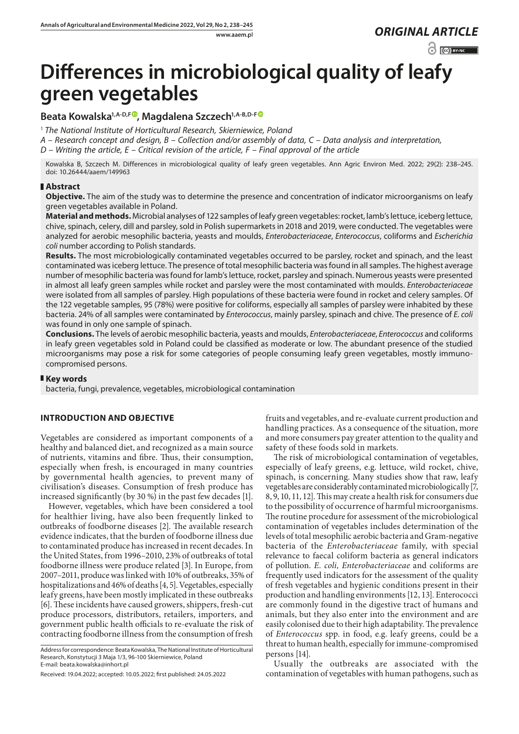*ORIGINAL ARTICLE*

# Differences in microbiological quality of leafy green vegetables

**Beata Kowalska[1,A-D,F], Magdalena Szczech[1,A-B,D-F]**

[1] *The National Institute of Horticultural Research, Skierniewice, Poland*

*A – Research concept and design, B – Collection and/or assembly of data, C – Data analysis and interpretation, D – Writing the article, E – Critical revision of the article, F – Final approval of the article*

Kowalska B, Szczech M. Differences in microbiological quality of leafy green vegetables. Ann Agric Environ Med. 2022; 29(2): 238–245. doi: 10.26444/aaem/149963

## Abstract

**Objective.** The aim of the study was to determine the presence and concentration of indicator microorganisms on leafy green vegetables available in Poland.

**Material and methods.** Microbial analyses of 122 samples of leafy green vegetables: rocket, lamb's lettuce, iceberg lettuce, chive, spinach, celery, dill and parsley, sold in Polish supermarkets in 2018 and 2019, were conducted. The vegetables were analyzed for aerobic mesophilic bacteria, yeasts and moulds, *Enterobacteriaceae*, *Enterococcus*, coliforms and *Escherichia coli* number according to Polish standards.

**Results.** The most microbiologically contaminated vegetables occurred to be parsley, rocket and spinach, and the least contaminated was iceberg lettuce. The presence of total mesophilic bacteria was found in all samples. The highest average number of mesophilic bacteria was found for lamb's lettuce, rocket, parsley and spinach. Numerous yeasts were presented in almost all leafy green samples while rocket and parsley were the most contaminated with moulds. *Enterobacteriaceae* were isolated from all samples of parsley. High populations of these bacteria were found in rocket and celery samples. Of the 122 vegetable samples, 95 (78%) were positive for coliforms, especially all samples of parsley were inhabited by these bacteria. 24% of all samples were contaminated by *Enterococcus*, mainly parsley, spinach and chive. The presence of *E. coli* was found in only one sample of spinach.

**Conclusions.** The levels of aerobic mesophilic bacteria, yeasts and moulds, *Enterobacteriaceae*, *Enterococcus* and coliforms in leafy green vegetables sold in Poland could be classified as moderate or low. The abundant presence of the studied microorganisms may pose a risk for some categories of people consuming leafy green vegetables, mostly immunocompromised persons.

## Key words

bacteria, fungi, prevalence, vegetables, microbiological contamination

## INTRODUCTION AND OBJECTIVE

Vegetables are considered as important components of a healthy and balanced diet, and recognized as a main source of nutrients, vitamins and fibre. Thus, their consumption, especially when fresh, is encouraged in many countries by governmental health agencies, to prevent many of civilisation's diseases. Consumption of fresh produce has increased significantly (by 30 %) in the past few decades [1].

However, vegetables, which have been considered a tool for healthier living, have also been frequently linked to outbreaks of foodborne diseases [2]. The available research evidence indicates, that the burden of foodborne illness due to contaminated produce has increased in recent decades. In the United States, from 1996–2010, 23% of outbreaks of total foodborne illness were produce related [3]. In Europe, from 2007–2011, produce was linked with 10% of outbreaks, 35% of hospitalizations and 46% of deaths [4, 5]. Vegetables, especially leafy greens, have been mostly implicated in these outbreaks [6]. These incidents have caused growers, shippers, fresh-cut produce processors, distributors, retailers, importers, and government public health officials to re-evaluate the risk of contracting foodborne illness from the consumption of fresh fruits and vegetables, and re-evaluate current production and handling practices. As a consequence of the situation, more and more consumers pay greater attention to the quality and safety of these foods sold in markets.

The risk of microbiological contamination of vegetables, especially of leafy greens, e.g. lettuce, wild rocket, chive, spinach, is concerning. Many studies show that raw, leafy vegetables are considerably contaminated microbiologically [7, 8, 9, 10, 11, 12]. This may create a health risk for consumers due to the possibility of occurrence of harmful microorganisms. The routine procedure for assessment of the microbiological contamination of vegetables includes determination of the levels of total mesophilic aerobic bacteria and Gram-negative bacteria of the *Enterobacteriaceae* family, with special relevance to faecal coliform bacteria as general indicators of pollution. *E. coli*, *Enterobacteriaceae* and coliforms are frequently used indicators for the assessment of the quality of fresh vegetables and hygienic conditions present in their production and handling environments [12, 13]. Enterococci are commonly found in the digestive tract of humans and animals, but they also enter into the environment and are easily colonised due to their high adaptability. The prevalence of *Enterococcus* spp. in food, e.g. leafy greens, could be a threat to human health, especially for immune-compromised persons [14].

Usually the outbreaks are associated with the contamination of vegetables with human pathogens, such as

Address for correspondence: Beata Kowalska, The National Institute of Horticultural Research, Konstytucji 3 Maja 1/3, 96-100 Skierniewice, Poland
E-mail: beata.kowalska@inhort.pl

Received: 19.04.2022; accepted: 10.05.2022; first published: 24.05.2022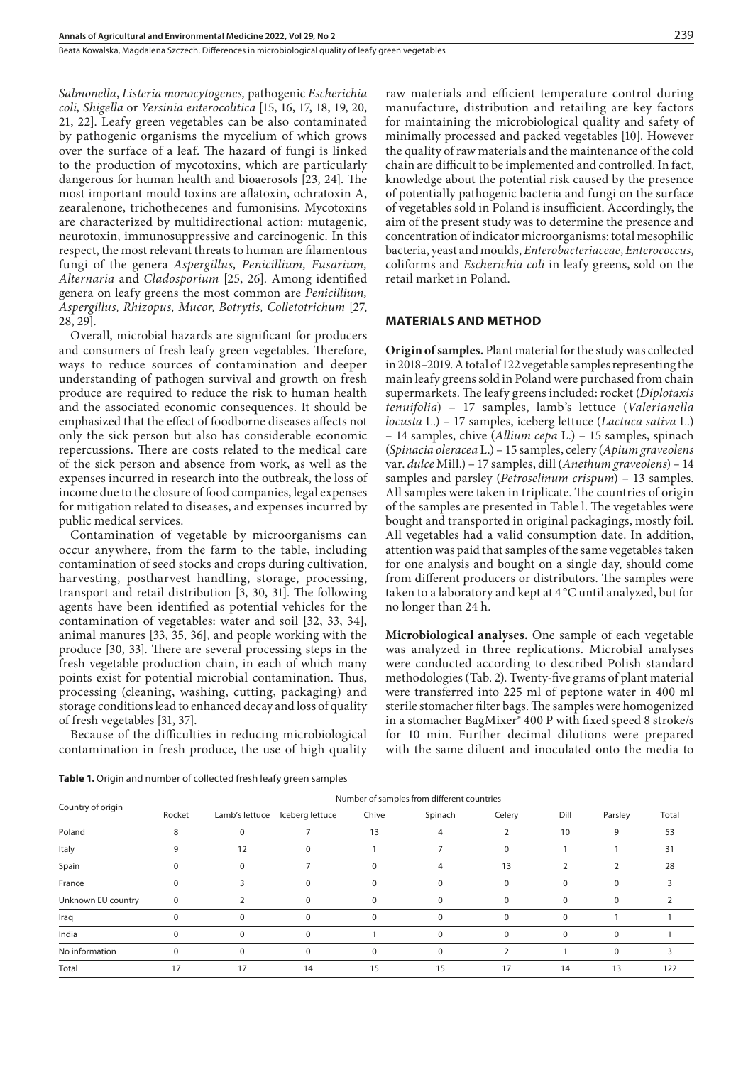*Salmonella*, *Listeria monocytogenes,* pathogenic *Escherichia coli, Shigella* or *Yersinia enterocolitica* [15, 16, 17, 18, 19, 20, 21, 22]. Leafy green vegetables can be also contaminated by pathogenic organisms the mycelium of which grows over the surface of a leaf. The hazard of fungi is linked to the production of mycotoxins, which are particularly dangerous for human health and bioaerosols [23, 24]. The most important mould toxins are aflatoxin, ochratoxin A, zearalenone, trichothecenes and fumonisins. Mycotoxins are characterized by multidirectional action: mutagenic, neurotoxin, immunosuppressive and carcinogenic. In this respect, the most relevant threats to human are filamentous fungi of the genera *Aspergillus, Penicillium, Fusarium, Alternaria* and *Cladosporium* [25, 26]. Among identified genera on leafy greens the most common are *Penicillium, Aspergillus, Rhizopus, Mucor, Botrytis, Colletotrichum* [27, 28, 29].

Overall, microbial hazards are significant for producers and consumers of fresh leafy green vegetables. Therefore, ways to reduce sources of contamination and deeper understanding of pathogen survival and growth on fresh produce are required to reduce the risk to human health and the associated economic consequences. It should be emphasized that the effect of foodborne diseases affects not only the sick person but also has considerable economic repercussions. There are costs related to the medical care of the sick person and absence from work, as well as the expenses incurred in research into the outbreak, the loss of income due to the closure of food companies, legal expenses for mitigation related to diseases, and expenses incurred by public medical services.

Contamination of vegetable by microorganisms can occur anywhere, from the farm to the table, including contamination of seed stocks and crops during cultivation, harvesting, postharvest handling, storage, processing, transport and retail distribution [3, 30, 31]. The following agents have been identified as potential vehicles for the contamination of vegetables: water and soil [32, 33, 34], animal manures [33, 35, 36], and people working with the produce [30, 33]. There are several processing steps in the fresh vegetable production chain, in each of which many points exist for potential microbial contamination. Thus, processing (cleaning, washing, cutting, packaging) and storage conditions lead to enhanced decay and loss of quality of fresh vegetables [31, 37].

Because of the difficulties in reducing microbiological contamination in fresh produce, the use of high quality raw materials and efficient temperature control during manufacture, distribution and retailing are key factors for maintaining the microbiological quality and safety of minimally processed and packed vegetables [10]. However the quality of raw materials and the maintenance of the cold chain are difficult to be implemented and controlled. In fact, knowledge about the potential risk caused by the presence of potentially pathogenic bacteria and fungi on the surface of vegetables sold in Poland is insufficient. Accordingly, the aim of the present study was to determine the presence and concentration of indicator microorganisms: total mesophilic bacteria, yeast and moulds, *Enterobacteriaceae*, *Enterococcus*, coliforms and *Escherichia coli* in leafy greens, sold on the retail market in Poland.

## MATERIALS AND METHOD

**Origin of samples.** Plant material for the study was collected in 2018–2019. A total of 122 vegetable samples representing the main leafy greens sold in Poland were purchased from chain supermarkets. The leafy greens included: rocket (*Diplotaxis tenuifolia*) – 17 samples, lamb's lettuce (*Valerianella locusta* L.) – 17 samples, iceberg lettuce (*Lactuca sativa* L.) – 14 samples, chive (*Allium cepa* L.) – 15 samples, spinach (*Spinacia oleracea* L.) – 15 samples, celery (*Apium graveolens* var. *dulce* Mill.) – 17 samples, dill (*Anethum graveolens*) – 14 samples and parsley (*Petroselinum crispum*) – 13 samples. All samples were taken in triplicate. The countries of origin of the samples are presented in Table l. The vegetables were bought and transported in original packagings, mostly foil. All vegetables had a valid consumption date. In addition, attention was paid that samples of the same vegetables taken for one analysis and bought on a single day, should come from different producers or distributors. The samples were taken to a laboratory and kept at 4 °C until analyzed, but for no longer than 24 h.

**Microbiological analyses.** One sample of each vegetable was analyzed in three replications. Microbial analyses were conducted according to described Polish standard methodologies (Tab. 2). Twenty-five grams of plant material were transferred into 225 ml of peptone water in 400 ml sterile stomacher filter bags. The samples were homogenized in a stomacher BagMixer® 400 P with fixed speed 8 stroke/s for 10 min. Further decimal dilutions were prepared with the same diluent and inoculated onto the media to

**Table 1.** Origin and number of collected fresh leafy green samples

| Country of origin | Number of samples from different countries | | | | | | | | |
|---|---|---|---|---|---|---|---|---|---|
| | Rocket | Lamb's lettuce | Iceberg lettuce | Chive | Spinach | Celery | Dill | Parsley | Total |
| Poland | 8 | 0 | 7 | 13 | 4 | 2 | 10 | 9 | 53 |
| Italy | 9 | 12 | 0 | 1 | 7 | 0 | 1 | 1 | 31 |
| Spain | 0 | 0 | 7 | 0 | 4 | 13 | 2 | 2 | 28 |
| France | 0 | 3 | 0 | 0 | 0 | 0 | 0 | 0 | 3 |
| Unknown EU country | 0 | 2 | 0 | 0 | 0 | 0 | 0 | 0 | 2 |
| Iraq | 0 | 0 | 0 | 0 | 0 | 0 | 0 | 1 | 1 |
| India | 0 | 0 | 0 | 1 | 0 | 0 | 0 | 0 | 1 |
| No information | 0 | 0 | 0 | 0 | 0 | 2 | 1 | 0 | 3 |
| Total | 17 | 17 | 14 | 15 | 15 | 17 | 14 | 13 | 122 |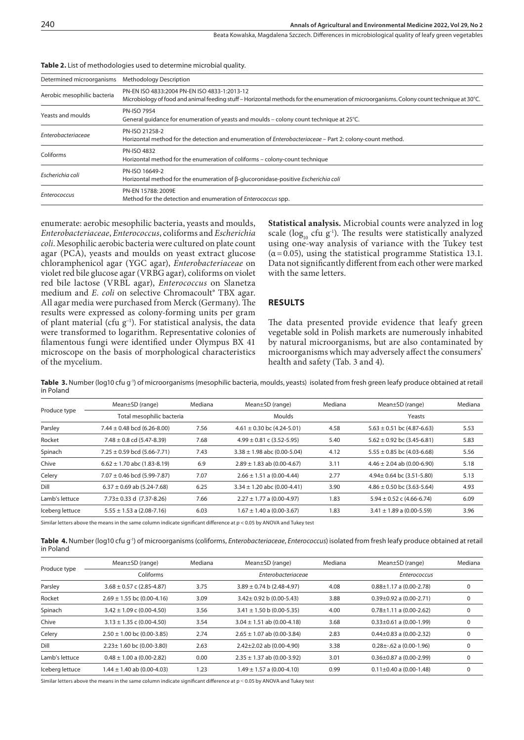**Table 2.** List of methodologies used to determine microbial quality.

| Determined microorganisms | Methodology Description |
|---|---|
| Aerobic mesophilic bacteria | PN-EN ISO 4833:2004 PN-EN ISO 4833-1:2013-12<br>Microbiology of food and animal feeding stuff – Horizontal methods for the enumeration of microorganisms. Colony count technique at 30°C. |
| Yeasts and moulds | PN-ISO 7954<br>General guidance for enumeration of yeasts and moulds – colony count technique at 25°C. |
| *Enterobacteriaceae* | PN-ISO 21258-2<br>Horizontal method for the detection and enumeration of *Enterobacteriaceae* – Part 2: colony-count method. |
| Coliforms | PN-ISO 4832<br>Horizontal method for the enumeration of coliforms – colony-count technique |
| *Escherichia coli* | PN-ISO 16649-2<br>Horizontal method for the enumeration of β-glucoronidase-positive *Escherichia coli* |
| *Enterococcus* | PN-EN 15788: 2009E<br>Method for the detection and enumeration of *Enterococcus* spp. |

enumerate: aerobic mesophilic bacteria, yeasts and moulds, *Enterobacteriaceae*, *Enterococcus*, coliforms and *Escherichia coli*. Mesophilic aerobic bacteria were cultured on plate count agar (PCA), yeasts and moulds on yeast extract glucose chloramphenicol agar (YGC agar), *Enterobacteriaceae* on violet red bile glucose agar (VRBG agar), coliforms on violet red bile lactose (VRBL agar), *Enterococcus* on Slanetza medium and *E. coli* on selective Chromacoult® TBX agar. All agar media were purchased from Merck (Germany). The results were expressed as colony-forming units per gram of plant material (cfu $g^{-1}$). For statistical analysis, the data were transformed to logarithm. Representative colonies of filamentous fungi were identified under Olympus BX 41 microscope on the basis of morphological characteristics of the mycelium.

**Statistical analysis.** Microbial counts were analyzed in log scale ($\log_{10}$ cfu $g^{-1}$). The results were statistically analyzed using one-way analysis of variance with the Tukey test ($\alpha = 0.05$), using the statistical programme Statistica 13.1. Data not significantly different from each other were marked with the same letters.

## RESULTS

The data presented provide evidence that leafy green vegetable sold in Polish markets are numerously inhabited by natural microorganisms, but are also contaminated by microorganisms which may adversely affect the consumers' health and safety (Tab. 3 and 4).

**Table 3.** Number (log10 cfu $g^{-1}$) of microorganisms (mesophilic bacteria, moulds, yeasts) isolated from fresh green leafy produce obtained at retail in Poland

| Produce type | Mean±SD (range) | Mediana | Mean±SD (range) | Mediana | Mean±SD (range) | Mediana |
|---|---|---|---|---|---|---|
| | Total mesophilic bacteria | | Moulds | | Yeasts | |
| Parsley | 7.44 ± 0.48 bcd (6.26-8.00) | 7.56 | 4.61 ± 0.30 bc (4.24-5.01) | 4.58 | 5.63 ± 0.51 bc (4.87-6.63) | 5.53 |
| Rocket | 7.48 ± 0.8 cd (5.47-8.39) | 7.68 | 4.99 ± 0.81 c (3.52-5.95) | 5.40 | 5.62 ± 0.92 bc (3.45-6.81) | 5.83 |
| Spinach | 7.25 ± 0.59 bcd (5.66-7.71) | 7.43 | 3.38 ± 1.98 abc (0.00-5.04) | 4.12 | 5.55 ± 0.85 bc (4.03-6.68) | 5.56 |
| Chive | 6.62 ± 1.70 abc (1.83-8.19) | 6.9 | 2.89 ± 1.83 ab (0.00-4.67) | 3.11 | 4.46 ± 2.04 ab (0.00-6.90) | 5.18 |
| Celery | 7.07 ± 0.46 bcd (5.99-7.87) | 7.07 | 2.66 ± 1.51 a (0.00-4.44) | 2.77 | 4.94± 0.64 bc (3.51-5.80) | 5.13 |
| Dill | 6.37 ± 0.69 ab (5.24-7.68) | 6.25 | 3.34 ± 1.20 abc (0.00-4.41) | 3.90 | 4.86 ± 0.50 bc (3.63-5.64) | 4.93 |
| Lamb's lettuce | 7.73± 0.33 d (7.37-8.26) | 7.66 | 2.27 ± 1.77 a (0.00-4.97) | 1.83 | 5.94 ± 0.52 c (4.66-6.74) | 6.09 |
| Iceberg lettuce | 5.55 ± 1.53 a (2.08-7.16) | 6.03 | 1.67 ± 1.40 a (0.00-3.67) | 1.83 | 3.41 ± 1.89 a (0.00-5.59) | 3.96 |

Similar letters above the means in the same column indicate significant difference at $p < 0.05$ by ANOVA and Tukey test

**Table 4.** Number (log10 cfu $g^{-1}$) of microorganisms (coliforms, *Enterobacteriaceae*, *Enterococcus*) isolated from fresh leafy produce obtained at retail in Poland

| Produce type | Mean±SD (range) | Mediana | Mean±SD (range) | Mediana | Mean±SD (range) | Mediana |
|---|---|---|---|---|---|---|
| | Coliforms | | *Enterobacteriaceae* | | *Enterococcus* | |
| Parsley | 3.68 ± 0.57 c (2.85-4.87) | 3.75 | 3.89 ± 0.74 b (2.48-4.97) | 4.08 | 0.88±1.17 a (0.00-2.78) | 0 |
| Rocket | 2.69 ± 1.55 bc (0.00-4.16) | 3.09 | 3.42± 0.92 b (0.00-5.43) | 3.88 | 0.39±0.92 a (0.00-2.71) | 0 |
| Spinach | 3.42 ± 1.09 c (0.00-4.50) | 3.56 | 3.41 ± 1.50 b (0.00-5.35) | 4.00 | 0.78±1.11 a (0.00-2.62) | 0 |
| Chive | 3.13 ± 1.35 c (0.00-4.50) | 3.54 | 3.04 ± 1.51 ab (0.00-4.18) | 3.68 | 0.33±0.61 a (0.00-1.99) | 0 |
| Celery | 2.50 ± 1.00 bc (0.00-3.85) | 2.74 | 2.65 ± 1.07 ab (0.00-3.84) | 2.83 | 0.44±0.83 a (0.00-2.32) | 0 |
| Dill | 2.23± 1.60 bc (0.00-3.80) | 2.63 | 2.42±2.02 ab (0.00-4.90) | 3.38 | 0.28±-.62 a (0.00-1.96) | 0 |
| Lamb's lettuce | 0.48 ± 1.00 a (0.00-2.82) | 0.00 | 2.35 ± 1.37 ab (0.00-3.92) | 3.01 | 0.36±0.87 a (0.00-2.99) | 0 |
| Iceberg lettuce | 1.44 ± 1.40 ab (0.00-4.03) | 1.23 | 1.49 ± 1.57 a (0.00-4.10) | 0.99 | 0.11±0.40 a (0.00-1.48) | 0 |

Similar letters above the means in the same column indicate significant difference at $p < 0.05$ by ANOVA and Tukey test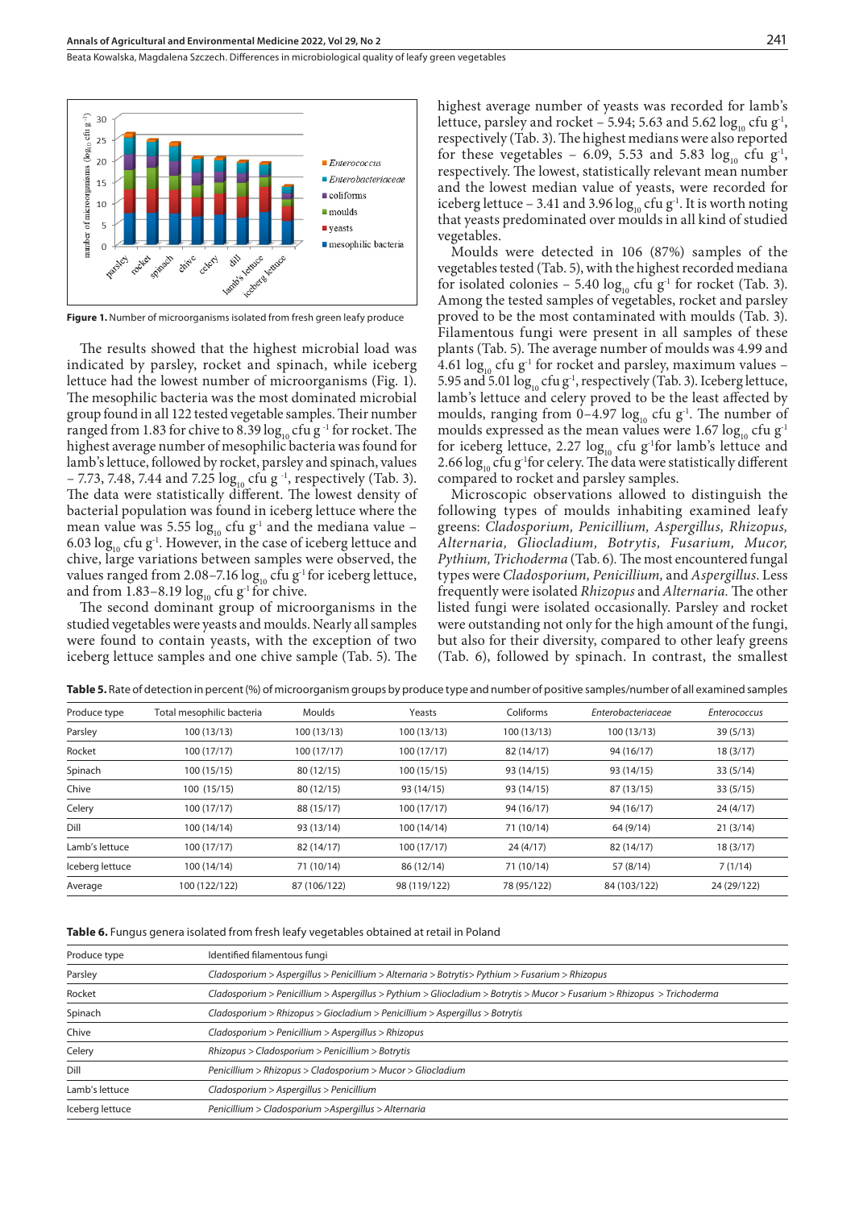Figure 1. Number of microorganisms isolated from fresh green leafy produce

The results showed that the highest microbial load was indicated by parsley, rocket and spinach, while iceberg lettuce had the lowest number of microorganisms (Fig. 1). The mesophilic bacteria was the most dominated microbial group found in all 122 tested vegetable samples. Their number ranged from 1.83 for chive to 8.39 $\log_{10}$ cfu $g^{-1}$ for rocket. The highest average number of mesophilic bacteria was found for lamb's lettuce, followed by rocket, parsley and spinach, values – 7.73, 7.48, 7.44 and 7.25 $\log_{10}$ cfu $g^{-1}$, respectively (Tab. 3). The data were statistically different. The lowest density of bacterial population was found in iceberg lettuce where the mean value was 5.55 $\log_{10}$ cfu $g^{-1}$ and the mediana value – 6.03 $\log_{10}$ cfu $g^{-1}$. However, in the case of iceberg lettuce and chive, large variations between samples were observed, the values ranged from 2.08–7.16 $\log_{10}$ cfu $g^{-1}$ for iceberg lettuce, and from 1.83–8.19 $\log_{10}$ cfu $g^{-1}$ for chive.

The second dominant group of microorganisms in the studied vegetables were yeasts and moulds. Nearly all samples were found to contain yeasts, with the exception of two iceberg lettuce samples and one chive sample (Tab. 5). The highest average number of yeasts was recorded for lamb's lettuce, parsley and rocket – 5.94; 5.63 and 5.62 $\log_{10}$ cfu $g^{-1}$, respectively (Tab. 3). The highest medians were also reported for these vegetables – 6.09, 5.53 and 5.83 $\log_{10}$ cfu $g^{-1}$, respectively. The lowest, statistically relevant mean number and the lowest median value of yeasts, were recorded for iceberg lettuce – 3.41 and 3.96 $\log_{10}$ cfu $g^{-1}$. It is worth noting that yeasts predominated over moulds in all kind of studied vegetables.

Moulds were detected in 106 (87%) samples of the vegetables tested (Tab. 5), with the highest recorded mediana for isolated colonies – 5.40 $\log_{10}$ cfu $g^{-1}$ for rocket (Tab. 3). Among the tested samples of vegetables, rocket and parsley proved to be the most contaminated with moulds (Tab. 3). Filamentous fungi were present in all samples of these plants (Tab. 5). The average number of moulds was 4.99 and 4.61 $\log_{10}$ cfu $g^{-1}$ for rocket and parsley, maximum values – 5.95 and 5.01 $\log_{10}$ cfu $g^{-1}$, respectively (Tab. 3). Iceberg lettuce, lamb's lettuce and celery proved to be the least affected by moulds, ranging from 0–4.97 $\log_{10}$ cfu $g^{-1}$. The number of moulds expressed as the mean values were 1.67 $\log_{10}$ cfu $g^{-1}$ for iceberg lettuce, 2.27 $\log_{10}$ cfu $g^{-1}$ for lamb's lettuce and 2.66 $\log_{10}$ cfu $g^{-1}$ for celery. The data were statistically different compared to rocket and parsley samples.

Microscopic observations allowed to distinguish the following types of moulds inhabiting examined leafy greens: *Cladosporium, Penicillium, Aspergillus, Rhizopus, Alternaria, Gliocladium, Botrytis, Fusarium, Mucor, Pythium, Trichoderma* (Tab. 6). The most encountered fungal types were *Cladosporium, Penicillium,* and *Aspergillus*. Less frequently were isolated *Rhizopus* and *Alternaria.* The other listed fungi were isolated occasionally. Parsley and rocket were outstanding not only for the high amount of the fungi, but also for their diversity, compared to other leafy greens (Tab. 6), followed by spinach. In contrast, the smallest

**Table 5.** Rate of detection in percent (%) of microorganism groups by produce type and number of positive samples/number of all examined samples

| Produce type | Total mesophilic bacteria | Moulds | Yeasts | Coliforms | *Enterobacteriaceae* | *Enterococcus* |
|---|---|---|---|---|---|---|
| Parsley | 100 (13/13) | 100 (13/13) | 100 (13/13) | 100 (13/13) | 100 (13/13) | 39 (5/13) |
| Rocket | 100 (17/17) | 100 (17/17) | 100 (17/17) | 82 (14/17) | 94 (16/17) | 18 (3/17) |
| Spinach | 100 (15/15) | 80 (12/15) | 100 (15/15) | 93 (14/15) | 93 (14/15) | 33 (5/14) |
| Chive | 100 (15/15) | 80 (12/15) | 93 (14/15) | 93 (14/15) | 87 (13/15) | 33 (5/15) |
| Celery | 100 (17/17) | 88 (15/17) | 100 (17/17) | 94 (16/17) | 94 (16/17) | 24 (4/17) |
| Dill | 100 (14/14) | 93 (13/14) | 100 (14/14) | 71 (10/14) | 64 (9/14) | 21 (3/14) |
| Lamb's lettuce | 100 (17/17) | 82 (14/17) | 100 (17/17) | 24 (4/17) | 82 (14/17) | 18 (3/17) |
| Iceberg lettuce | 100 (14/14) | 71 (10/14) | 86 (12/14) | 71 (10/14) | 57 (8/14) | 7 (1/14) |
| Average | 100 (122/122) | 87 (106/122) | 98 (119/122) | 78 (95/122) | 84 (103/122) | 24 (29/122) |

**Table 6.** Fungus genera isolated from fresh leafy vegetables obtained at retail in Poland

| Produce type | Identified filamentous fungi |
|---|---|
| Parsley | *Cladosporium > Aspergillus > Penicillium > Alternaria > Botrytis> Pythium > Fusarium > Rhizopus* |
| Rocket | *Cladosporium > Penicillium > Aspergillus > Pythium > Gliocladium > Botrytis > Mucor > Fusarium > Rhizopus > Trichoderma* |
| Spinach | *Cladosporium > Rhizopus > Giocladium > Penicillium > Aspergillus > Botrytis* |
| Chive | *Cladosporium > Penicillium > Aspergillus > Rhizopus* |
| Celery | *Rhizopus > Cladosporium > Penicillium > Botrytis* |
| Dill | *Penicillium > Rhizopus > Cladosporium > Mucor > Gliocladium* |
| Lamb's lettuce | *Cladosporium > Aspergillus > Penicillium* |
| Iceberg lettuce | *Penicillium > Cladosporium >Aspergillus > Alternaria* |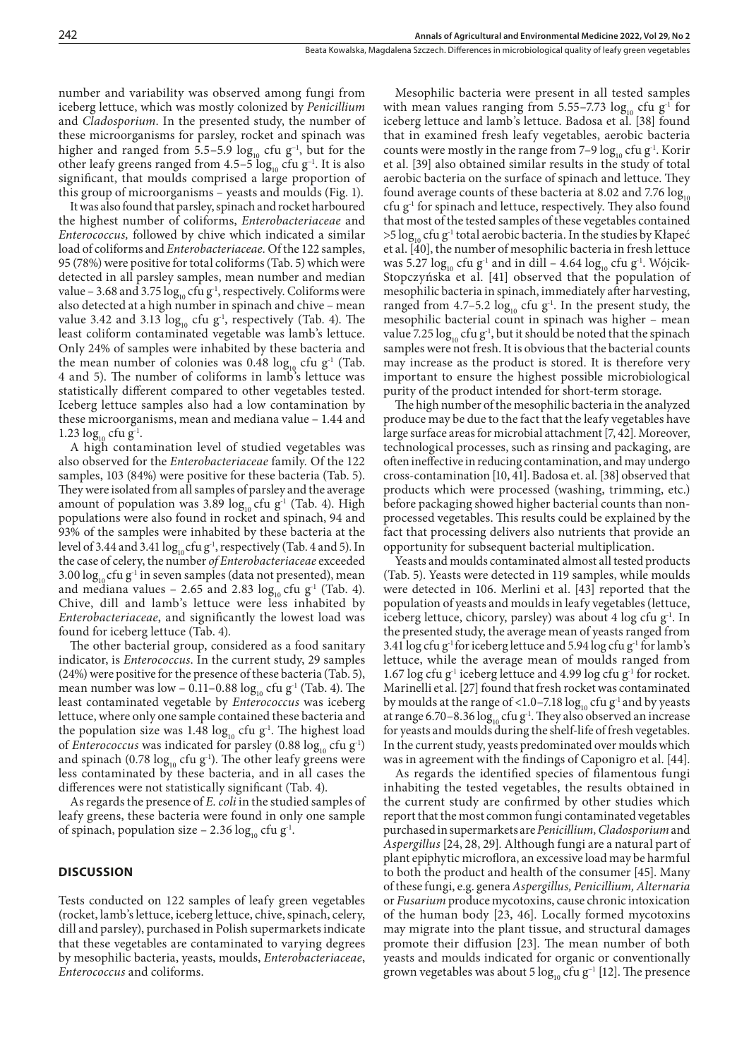number and variability was observed among fungi from iceberg lettuce, which was mostly colonized by *Penicillium* and *Cladosporium*. In the presented study, the number of these microorganisms for parsley, rocket and spinach was higher and ranged from 5.5–5.9 $\log_{10}$ cfu $g^{-1}$, but for the other leafy greens ranged from 4.5–5 $\log_{10}$ cfu $g^{-1}$. It is also significant, that moulds comprised a large proportion of this group of microorganisms – yeasts and moulds (Fig. 1).

It was also found that parsley, spinach and rocket harboured the highest number of coliforms, *Enterobacteriaceae* and *Enterococcus,* followed by chive which indicated a similar load of coliforms and *Enterobacteriaceae.* Of the 122 samples, 95 (78%) were positive for total coliforms (Tab. 5) which were detected in all parsley samples, mean number and median value – 3.68 and 3.75 $\log_{10}$ cfu $g^{-1}$, respectively. Coliforms were also detected at a high number in spinach and chive – mean value 3.42 and 3.13 $\log_{10}$ cfu $g^{-1}$, respectively (Tab. 4). The least coliform contaminated vegetable was lamb's lettuce. Only 24% of samples were inhabited by these bacteria and the mean number of colonies was 0.48 $\log_{10}$ cfu $g^{-1}$ (Tab. 4 and 5). The number of coliforms in lamb's lettuce was statistically different compared to other vegetables tested. Iceberg lettuce samples also had a low contamination by these microorganisms, mean and mediana value – 1.44 and 1.23 $\log_{10}$ cfu $g^{-1}$.

A high contamination level of studied vegetables was also observed for the *Enterobacteriaceae* family. Of the 122 samples, 103 (84%) were positive for these bacteria (Tab. 5). They were isolated from all samples of parsley and the average amount of population was 3.89 $\log_{10}$ cfu $g^{-1}$ (Tab. 4). High populations were also found in rocket and spinach, 94 and 93% of the samples were inhabited by these bacteria at the level of 3.44 and 3.41 $\log_{10}$ cfu $g^{-1}$, respectively (Tab. 4 and 5). In the case of celery, the number *of Enterobacteriaceae* exceeded 3.00 $\log_{10}$ cfu $g^{-1}$ in seven samples (data not presented), mean and mediana values – 2.65 and 2.83 $\log_{10}$ cfu $g^{-1}$ (Tab. 4). Chive, dill and lamb's lettuce were less inhabited by *Enterobacteriaceae*, and significantly the lowest load was found for iceberg lettuce (Tab. 4).

The other bacterial group, considered as a food sanitary indicator, is *Enterococcus*. In the current study, 29 samples (24%) were positive for the presence of these bacteria (Tab. 5), mean number was low – 0.11–0.88 $\log_{10}$ cfu $g^{-1}$ (Tab. 4). The least contaminated vegetable by *Enterococcus* was iceberg lettuce, where only one sample contained these bacteria and the population size was 1.48 $\log_{10}$ cfu $g^{-1}$. The highest load of *Enterococcus* was indicated for parsley (0.88 $\log_{10}$ cfu $g^{-1}$) and spinach (0.78 $\log_{10}$ cfu $g^{-1}$). The other leafy greens were less contaminated by these bacteria, and in all cases the differences were not statistically significant (Tab. 4).

As regards the presence of *E. coli* in the studied samples of leafy greens, these bacteria were found in only one sample of spinach, population size – 2.36 $\log_{10}$ cfu $g^{-1}$.

## DISCUSSION

Tests conducted on 122 samples of leafy green vegetables (rocket, lamb's lettuce, iceberg lettuce, chive, spinach, celery, dill and parsley), purchased in Polish supermarkets indicate that these vegetables are contaminated to varying degrees by mesophilic bacteria, yeasts, moulds, *Enterobacteriaceae*, *Enterococcus* and coliforms.

Mesophilic bacteria were present in all tested samples with mean values ranging from 5.55–7.73 $\log_{10}$ cfu $g^{-1}$ for iceberg lettuce and lamb's lettuce. Badosa et al. [38] found that in examined fresh leafy vegetables, aerobic bacteria counts were mostly in the range from 7–9 $\log_{10}$ cfu $g^{-1}$. Korir et al. [39] also obtained similar results in the study of total aerobic bacteria on the surface of spinach and lettuce. They found average counts of these bacteria at 8.02 and 7.76 $\log_{10}$ cfu $g^{-1}$ for spinach and lettuce, respectively. They also found that most of the tested samples of these vegetables contained >5 $\log_{10}$ cfu $g^{-1}$ total aerobic bacteria. In the studies by Kłapeć et al. [40], the number of mesophilic bacteria in fresh lettuce was 5.27 $\log_{10}$ cfu $g^{-1}$ and in dill – 4.64 $\log_{10}$ cfu $g^{-1}$. Wójcik-Stopczyńska et al. [41] observed that the population of mesophilic bacteria in spinach, immediately after harvesting, ranged from 4.7–5.2 $\log_{10}$ cfu $g^{-1}$. In the present study, the mesophilic bacterial count in spinach was higher – mean value 7.25 $\log_{10}$ cfu $g^{-1}$, but it should be noted that the spinach samples were not fresh. It is obvious that the bacterial counts may increase as the product is stored. It is therefore very important to ensure the highest possible microbiological purity of the product intended for short-term storage.

The high number of the mesophilic bacteria in the analyzed produce may be due to the fact that the leafy vegetables have large surface areas for microbial attachment [7, 42]. Moreover, technological processes, such as rinsing and packaging, are often ineffective in reducing contamination, and may undergo cross-contamination [10, 41]. Badosa et. al. [38] observed that products which were processed (washing, trimming, etc.) before packaging showed higher bacterial counts than non-processed vegetables. This results could be explained by the fact that processing delivers also nutrients that provide an opportunity for subsequent bacterial multiplication.

Yeasts and moulds contaminated almost all tested products (Tab. 5). Yeasts were detected in 119 samples, while moulds were detected in 106. Merlini et al. [43] reported that the population of yeasts and moulds in leafy vegetables (lettuce, iceberg lettuce, chicory, parsley) was about 4 log cfu $g^{-1}$. In the presented study, the average mean of yeasts ranged from 3.41 log cfu $g^{-1}$ for iceberg lettuce and 5.94 log cfu $g^{-1}$ for lamb's lettuce, while the average mean of moulds ranged from 1.67 log cfu $g^{-1}$ iceberg lettuce and 4.99 log cfu $g^{-1}$ for rocket. Marinelli et al. [27] found that fresh rocket was contaminated by moulds at the range of <1.0–7.18 $\log_{10}$ cfu $g^{-1}$ and by yeasts at range 6.70–8.36 $\log_{10}$ cfu $g^{-1}$. They also observed an increase for yeasts and moulds during the shelf-life of fresh vegetables. In the current study, yeasts predominated over moulds which was in agreement with the findings of Caponigro et al. [44].

As regards the identified species of filamentous fungi inhabiting the tested vegetables, the results obtained in the current study are confirmed by other studies which report that the most common fungi contaminated vegetables purchased in supermarkets are *Penicillium, Cladosporium* and *Aspergillus* [24, 28, 29]. Although fungi are a natural part of plant epiphytic microflora, an excessive load may be harmful to both the product and health of the consumer [45]. Many of these fungi, e.g. genera *Aspergillus, Penicillium, Alternaria* or *Fusarium* produce mycotoxins, cause chronic intoxication of the human body [23, 46]. Locally formed mycotoxins may migrate into the plant tissue, and structural damages promote their diffusion [23]. The mean number of both yeasts and moulds indicated for organic or conventionally grown vegetables was about 5 $\log_{10}$ cfu $g^{-1}$ [12]. The presence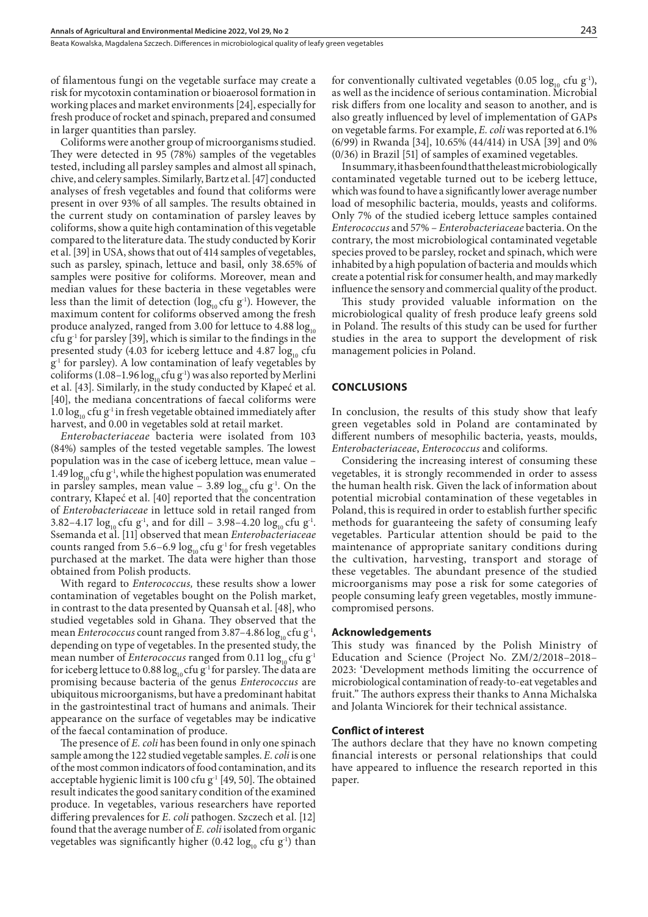of filamentous fungi on the vegetable surface may create a risk for mycotoxin contamination or bioaerosol formation in working places and market environments [24], especially for fresh produce of rocket and spinach, prepared and consumed in larger quantities than parsley.

Coliforms were another group of microorganisms studied. They were detected in 95 (78%) samples of the vegetables tested, including all parsley samples and almost all spinach, chive, and celery samples. Similarly, Bartz et al. [47] conducted analyses of fresh vegetables and found that coliforms were present in over 93% of all samples. The results obtained in the current study on contamination of parsley leaves by coliforms, show a quite high contamination of this vegetable compared to the literature data. The study conducted by Korir et al. [39] in USA, shows that out of 414 samples of vegetables, such as parsley, spinach, lettuce and basil, only 38.65% of samples were positive for coliforms. Moreover, mean and median values for these bacteria in these vegetables were less than the limit of detection ($\log_{10}$ cfu $g^{-1}$). However, the maximum content for coliforms observed among the fresh produce analyzed, ranged from 3.00 for lettuce to 4.88 $\log_{10}$ cfu $g^{-1}$ for parsley [39], which is similar to the findings in the presented study (4.03 for iceberg lettuce and 4.87 $\log_{10}$ cfu $g^{-1}$ for parsley). A low contamination of leafy vegetables by coliforms (1.08–1.96 $\log_{10}$ cfu $g^{-1}$) was also reported by Merlini et al. [43]. Similarly, in the study conducted by Kłapeć et al. [40], the mediana concentrations of faecal coliforms were 1.0 $\log_{10}$ cfu $g^{-1}$ in fresh vegetable obtained immediately after harvest, and 0.00 in vegetables sold at retail market.

*Enterobacteriaceae* bacteria were isolated from 103 (84%) samples of the tested vegetable samples. The lowest population was in the case of iceberg lettuce, mean value – 1.49 $\log_{10}$ cfu $g^{-1}$, while the highest population was enumerated in parsley samples, mean value – 3.89 $\log_{10}$ cfu $g^{-1}$. On the contrary, Kłapeć et al. [40] reported that the concentration of *Enterobacteriaceae* in lettuce sold in retail ranged from 3.82–4.17 $\log_{10}$ cfu $g^{-1}$, and for dill – 3.98–4.20 $\log_{10}$ cfu $g^{-1}$. Ssemanda et al. [11] observed that mean *Enterobacteriaceae* counts ranged from 5.6–6.9 $\log_{10}$ cfu $g^{-1}$ for fresh vegetables purchased at the market. The data were higher than those obtained from Polish products.

With regard to *Enterococcus,* these results show a lower contamination of vegetables bought on the Polish market, in contrast to the data presented by Quansah et al. [48], who studied vegetables sold in Ghana. They observed that the mean *Enterococcus* count ranged from 3.87–4.86 $\log_{10}$ cfu $g^{-1}$, depending on type of vegetables. In the presented study, the mean number of *Enterococcus* ranged from 0.11 $\log_{10}$ cfu $g^{-1}$ for iceberg lettuce to 0.88 $\log_{10}$ cfu $g^{-1}$ for parsley. The data are promising because bacteria of the genus *Enterococcus* are ubiquitous microorganisms, but have a predominant habitat in the gastrointestinal tract of humans and animals. Their appearance on the surface of vegetables may be indicative of the faecal contamination of produce.

The presence of *E. coli* has been found in only one spinach sample among the 122 studied vegetable samples. *E. coli* is one of the most common indicators of food contamination, and its acceptable hygienic limit is 100 cfu $g^{-1}$ [49, 50]. The obtained result indicates the good sanitary condition of the examined produce. In vegetables, various researchers have reported differing prevalences for *E. coli* pathogen. Szczech et al. [12] found that the average number of *E. coli* isolated from organic vegetables was significantly higher (0.42 $\log_{10}$ cfu $g^{-1}$) than for conventionally cultivated vegetables (0.05 $\log_{10}$ cfu $g^{-1}$), as well as the incidence of serious contamination. Microbial risk differs from one locality and season to another, and is also greatly influenced by level of implementation of GAPs on vegetable farms. For example, *E. coli* was reported at 6.1% (6/99) in Rwanda [34], 10.65% (44/414) in USA [39] and 0% (0/36) in Brazil [51] of samples of examined vegetables.

In summary, it has been found that the least microbiologically contaminated vegetable turned out to be iceberg lettuce, which was found to have a significantly lower average number load of mesophilic bacteria, moulds, yeasts and coliforms. Only 7% of the studied iceberg lettuce samples contained *Enterococcus* and 57% – *Enterobacteriaceae* bacteria. On the contrary, the most microbiological contaminated vegetable species proved to be parsley, rocket and spinach, which were inhabited by a high population of bacteria and moulds which create a potential risk for consumer health, and may markedly influence the sensory and commercial quality of the product.

This study provided valuable information on the microbiological quality of fresh produce leafy greens sold in Poland. The results of this study can be used for further studies in the area to support the development of risk management policies in Poland.

## CONCLUSIONS

In conclusion, the results of this study show that leafy green vegetables sold in Poland are contaminated by different numbers of mesophilic bacteria, yeasts, moulds, *Enterobacteriaceae*, *Enterococcus* and coliforms.

Considering the increasing interest of consuming these vegetables, it is strongly recommended in order to assess the human health risk. Given the lack of information about potential microbial contamination of these vegetables in Poland, this is required in order to establish further specific methods for guaranteeing the safety of consuming leafy vegetables. Particular attention should be paid to the maintenance of appropriate sanitary conditions during the cultivation, harvesting, transport and storage of these vegetables. The abundant presence of the studied microorganisms may pose a risk for some categories of people consuming leafy green vegetables, mostly immune-compromised persons.

### Acknowledgements

This study was financed by the Polish Ministry of Education and Science (Project No. ZM/2/2018–2018–2023: 'Development methods limiting the occurrence of microbiological contamination of ready-to-eat vegetables and fruit." The authors express their thanks to Anna Michalska and Jolanta Winciorek for their technical assistance.

### Conflict of interest

The authors declare that they have no known competing financial interests or personal relationships that could have appeared to influence the research reported in this paper.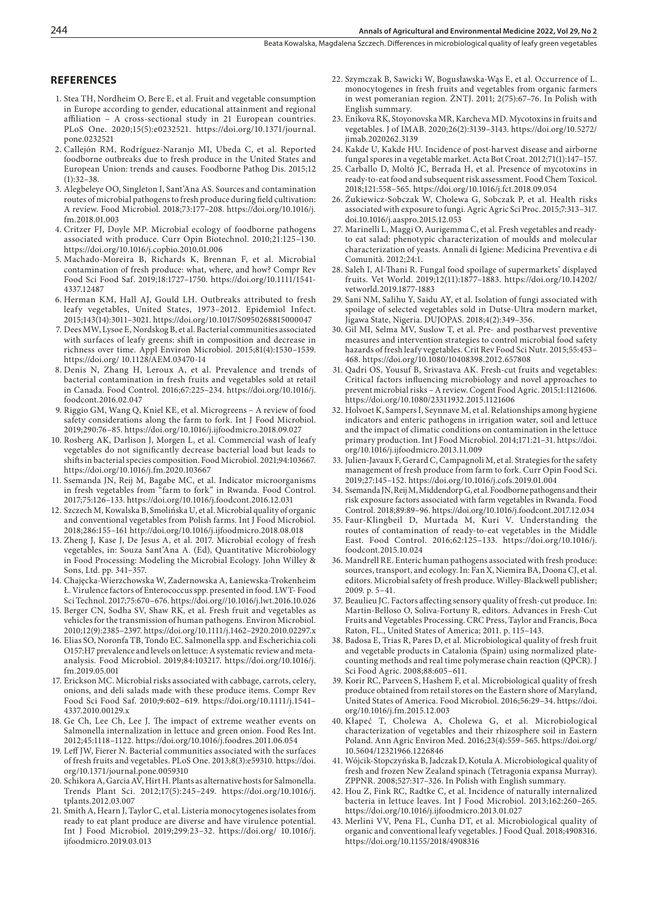## REFERENCES

1. Stea TH, Nordheim O, Bere E, et al. Fruit and vegetable consumption in Europe according to gender, educational attainment and regional affiliation – A cross-sectional study in 21 European countries. PLoS One. 2020;15(5):e0232521. https://doi.org/10.1371/journal.pone.0232521
2. Callejón RM, Rodríguez-Naranjo MI, Ubeda C, et al. Reported foodborne outbreaks due to fresh produce in the United States and European Union: trends and causes. Foodborne Pathog Dis. 2015;12 (1):32–38.
3. Alegbeleye OO, Singleton I, Sant'Ana AS. Sources and contamination routes of microbial pathogens to fresh produce during field cultivation: A review. Food Microbiol. 2018;73:177–208. https://doi.org/10.1016/j.fm.2018.01.003
4. Critzer FJ, Doyle MP. Microbial ecology of foodborne pathogens associated with produce. Curr Opin Biotechnol. 2010;21:125–130. https://doi.org/10.1016/j.copbio.2010.01.006
5. Machado-Moreira B, Richards K, Brennan F, et al. Microbial contamination of fresh produce: what, where, and how? Compr Rev Food Sci Food Saf. 2019;18:1727–1750. https://doi.org/10.1111/1541-4337.12487
6. Herman KM, Hall AJ, Gould LH. Outbreaks attributed to fresh leafy vegetables, United States, 1973–2012. Epidemiol Infect. 2015;143(14):3011–3021. https://doi.org/10.1017/S0950268815000047
7. Dees MW, Lysoe E, Nordskog B, et al. Bacterial communities associated with surfaces of leafy greens: shift in composition and decrease in richness over time. Appl Environ Microbiol. 2015;81(4):1530–1539. https://doi.org/ 10.1128/AEM.03470-14
8. Denis N, Zhang H, Leroux A, et al. Prevalence and trends of bacterial contamination in fresh fruits and vegetables sold at retail in Canada. Food Control. 2016;67:225–234. https://doi.org/10.1016/j.foodcont.2016.02.047
9. Riggio GM, Wang Q, Kniel KE, et al. Microgreens – A review of food safety considerations along the farm to fork. Int J Food Microbiol. 2019;290:76–85. https://doi.org/10.1016/j.ijfoodmicro.2018.09.027
10. Rosberg AK, Darlison J, Morgen L, et al. Commercial wash of leafy vegetables do not significantly decrease bacterial load but leads to shifts in bacterial species composition. Food Microbiol. 2021;94:103667. https://doi.org/10.1016/j.fm.2020.103667
11. Ssemanda JN, Reij M, Bagabe MC, et al. Indicator microorganisms in fresh vegetables from "farm to fork" in Rwanda. Food Control. 2017;75:126–133. https://doi.org/10.1016/j.foodcont.2016.12.031
12. Szczech M, Kowalska B, Smolińska U, et al. Microbial quality of organic and conventional vegetables from Polish farms. Int J Food Microbiol. 2018;286:155–161 http://doi.org/10.1016/j.ijfoodmicro.2018.08.018
13. Zheng J, Kase J, De Jesus A, et al. 2017. Microbial ecology of fresh vegetables, in: Souza Sant'Ana A. (Ed), Quantitative Microbiology in Food Processing: Modeling the Microbial Ecology. John Willey & Sons, Ltd. pp. 341–357.
14. Chajęcka-Wierzchowska W, Zadernowska A, Łaniewska-Trokenheim Ł. Virulence factors of Enterococcus spp. presented in food. LWT- Food Sci Technol. 2017;75:670–676. https://doi.org//10.1016/j.lwt.2016.10.026
15. Berger CN, Sodha SV, Shaw RK, et al. Fresh fruit and vegetables as vehicles for the transmission of human pathogens. Environ Microbiol. 2010;12(9):2385–2397. https://doi.org/10.1111/j.1462–2920.2010.02297.x
16. Elias SO, Noronfa TB, Tondo EC. Salmonella spp. and Escherichia coli O157:H7 prevalence and levels on lettuce: A systematic review and meta-analysis. Food Microbiol. 2019;84:103217. https://doi.org/10.1016/j.fm.2019.05.001
17. Erickson MC. Microbial risks associated with cabbage, carrots, celery, onions, and deli salads made with these produce items. Compr Rev Food Sci Food Saf. 2010;9:602–619. https://doi.org/10.1111/j.1541–4337.2010.00129.x
18. Ge Ch, Lee Ch, Lee J. The impact of extreme weather events on Salmonella internalization in lettuce and green onion. Food Res Int. 2012;45:1118–1122. https://doi.org/10.1016/j.foodres.2011.06.054
19. Leff JW, Fierer N. Bacterial communities associated with the surfaces of fresh fruits and vegetables. PLoS One. 2013;8(3):e59310. https://doi.org/10.1371/journal.pone.0059310
20. Schikora A, Garcia AV, Hirt H. Plants as alternative hosts for Salmonella. Trends Plant Sci. 2012;17(5):245–249. https://doi.org/10.1016/j.tplants.2012.03.007
21. Smith A, Hearn J, Taylor C, et al. Listeria monocytogenes isolates from ready to eat plant produce are diverse and have virulence potential. Int J Food Microbiol. 2019;299:23–32. https://doi.org/ 10.1016/j.ijfoodmicro.2019.03.013
22. Szymczak B, Sawicki W, Bogusławska-Wąs E, et al. Occurrence of L. monocytogenes in fresh fruits and vegetables from organic farmers in west pomeranian region. ŻNTJ. 2011; 2(75):67–76. In Polish with English summary.
23. Enikova RK, Stoyonovska MR, Karcheva MD. Mycotoxins in fruits and vegetables. J of IMAB. 2020;26(2):3139–3143. https://doi.org/10.5272/jimab.2020262.3139
24. Kakde U, Kakde HU. Incidence of post-harvest disease and airborne fungal spores in a vegetable market. Acta Bot Croat. 2012;71(1):147–157.
25. Carballo D, Moltó JC, Berrada H, et al. Presence of mycotoxins in ready-to-eat food and subsequent risk assessment. Food Chem Toxicol. 2018;121:558–565. https://doi.org/10.1016/j.fct.2018.09.054
26. Żukiewicz-Sobczak W, Cholewa G, Sobczak P, et al. Health risks associated with exposure to fungi. Agric Agric Sci Proc. 2015;7:313–317. doi.10.1016/j.aaspro.2015.12.053
27. Marinelli L, Maggi O, Aurigemma C, et al. Fresh vegetables and ready-to eat salad: phenotypic characterization of moulds and molecular characterization of yeasts. Annali di Igiene: Medicina Preventiva e di Comunità. 2012;24:1.
28. Saleh I, Al-Thani R. Fungal food spoilage of supermarkets' displayed fruits. Vet World. 2019;12(11):1877–1883. https://doi.org/10.14202/vetworld.2019.1877-1883
29. Sani NM, Salihu Y, Saidu AY, et al. Isolation of fungi associated with spoilage of selected vegetables sold in Dutse-Ultra modern market, Jigawa State, Nigeria. DUJOPAS. 2018;4(2):349–356.
30. Gil MI, Selma MV, Suslow T, et al. Pre- and postharvest preventive measures and intervention strategies to control microbial food safety hazards of fresh leafy vegetables. Crit Rev Food Sci Nutr. 2015;55:453–468. https://doi.org/10.1080/10408398.2012.657808
31. Qadri OS, Yousuf B, Srivastava AK. Fresh-cut fruits and vegetables: Critical factors influencing microbiology and novel approaches to prevent microbial risks – A review. Cogent Food Agric. 2015;1:1121606. https://doi.org/10.1080/23311932.2015.1121606
32. Holvoet K, Sampers I, Seynnave M, et al. Relationships among hygiene indicators and enteric pathogens in irrigation water, soil and lettuce and the impact of climatic conditions on contamination in the lettuce primary production. Int J Food Microbiol. 2014;171:21–31. https://doi.org/10.1016/j.ijfoodmicro.2013.11.009
33. Julien-Javaux F, Gerard C, Campagnoli M, et al. Strategies for the safety management of fresh produce from farm to fork. Curr Opin Food Sci. 2019;27:145–152. https://doi.org/10.1016/j.cofs.2019.01.004
34. Ssemanda JN, Reij M, Middendorp G, et al. Foodborne pathogens and their risk exposure factors associated with farm vegetables in Rwanda. Food Control. 2018;89:89–96. https://doi.org/10.1016/j.foodcont.2017.12.034
35. Faur-Klingbeil D, Murtada M, Kuri V. Understanding the routes of contamination of ready-to-eat vegetables in the Middle East. Food Control. 2016;62:125–133. https://doi.org/10.1016/j.foodcont.2015.10.024
36. Mandrell RE. Enteric human pathogens associated with fresh produce: sources, transport, and ecology. In: Fan X, Niemira BA, Doona CJ, et al. editors. Microbial safety of fresh produce. Willey-Blackwell publisher; 2009. p. 5–41.
37. Beaulieu JC. Factors affecting sensory quality of fresh-cut produce. In: Martin-Belloso O, Soliva-Fortuny R, editors. Advances in Fresh-Cut Fruits and Vegetables Processing. CRC Press, Taylor and Francis, Boca Raton, FL., United States of America; 2011. p. 115–143.
38. Badosa E, Trias R, Pares D, et al. Microbiological quality of fresh fruit and vegetable products in Catalonia (Spain) using normalized plate-counting methods and real time polymerase chain reaction (QPCR). J Sci Food Agric. 2008;88:605–611.
39. Korir RC, Parveen S, Hashem F, et al. Microbiological quality of fresh produce obtained from retail stores on the Eastern shore of Maryland, United States of America. Food Microbiol. 2016;56:29–34. https://doi.org/10.1016/j.fm.2015.12.003
40. Kłapeć T, Cholewa A, Cholewa G, et al. Microbiological characterization of vegetables and their rhizosphere soil in Eastern Poland. Ann Agric Environ Med. 2016;23(4):559–565. https://doi.org/10.5604/12321966.1226846
41. Wójcik-Stopczyńska B, Jadczak D, Kotula A. Microbiological quality of fresh and frozen New Zealand spinach (Tetragonia expansa Murray). ZPPNR. 2008;527:317–326. In Polish with English summary.
42. Hou Z, Fink RC, Radtke C, et al. Incidence of naturally internalized bacteria in lettuce leaves. Int J Food Microbiol. 2013;162:260–265. https://doi.org/10.1016/j.ijfoodmicro.2013.01.027
43. Merlini VV, Pena FL, Cunha DT, et al. Microbiological quality of organic and conventional leafy vegetables. J Food Qual. 2018;4908316. https://doi.org/10.1155/2018/4908316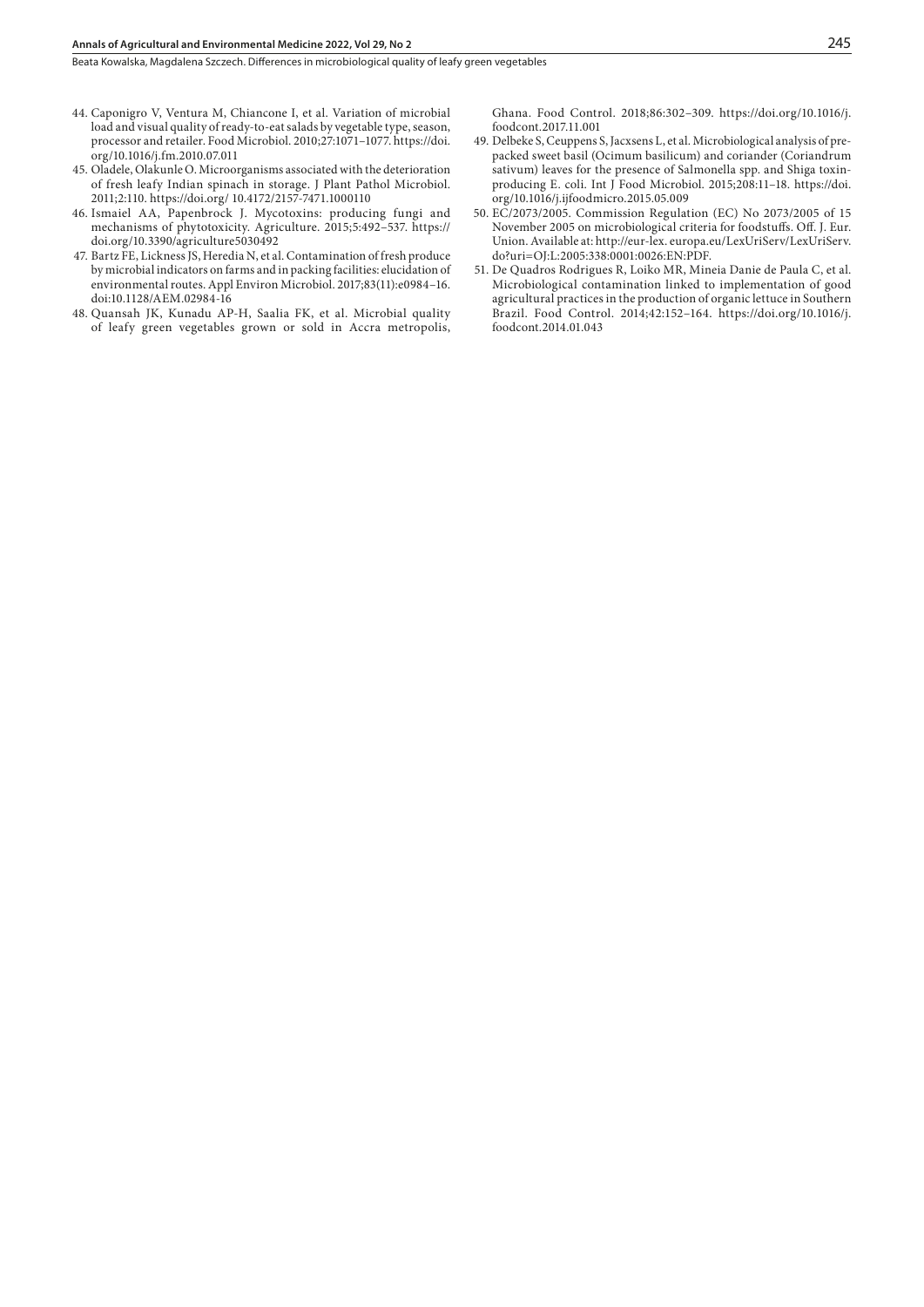44. Caponigro V, Ventura M, Chiancone I, et al. Variation of microbial load and visual quality of ready-to-eat salads by vegetable type, season, processor and retailer. Food Microbiol. 2010;27:1071–1077. https://doi.org/10.1016/j.fm.2010.07.011
45. Oladele, Olakunle O. Microorganisms associated with the deterioration of fresh leafy Indian spinach in storage. J Plant Pathol Microbiol. 2011;2:110. https://doi.org/ 10.4172/2157-7471.1000110
46. Ismaiel AA, Papenbrock J. Mycotoxins: producing fungi and mechanisms of phytotoxicity. Agriculture. 2015;5:492–537. https://doi.org/10.3390/agriculture5030492
47. Bartz FE, Lickness JS, Heredia N, et al. Contamination of fresh produce by microbial indicators on farms and in packing facilities: elucidation of environmental routes. Appl Environ Microbiol. 2017;83(11):e0984–16. doi:10.1128/AEM.02984-16
48. Quansah JK, Kunadu AP-H, Saalia FK, et al. Microbial quality of leafy green vegetables grown or sold in Accra metropolis, Ghana. Food Control. 2018;86:302–309. https://doi.org/10.1016/j.foodcont.2017.11.001
49. Delbeke S, Ceuppens S, Jacxsens L, et al. Microbiological analysis of pre-packed sweet basil (Ocimum basilicum) and coriander (Coriandrum sativum) leaves for the presence of Salmonella spp. and Shiga toxin-producing E. coli. Int J Food Microbiol. 2015;208:11–18. https://doi.org/10.1016/j.ijfoodmicro.2015.05.009
50. EC/2073/2005. Commission Regulation (EC) No 2073/2005 of 15 November 2005 on microbiological criteria for foodstuffs. Off. J. Eur. Union. Available at: http://eur-lex. europa.eu/LexUriServ/LexUriServ.do?uri=OJ:L:2005:338:0001:0026:EN:PDF.
51. De Quadros Rodrigues R, Loiko MR, Mineia Danie de Paula C, et al. Microbiological contamination linked to implementation of good agricultural practices in the production of organic lettuce in Southern Brazil. Food Control. 2014;42:152–164. https://doi.org/10.1016/j.foodcont.2014.01.043